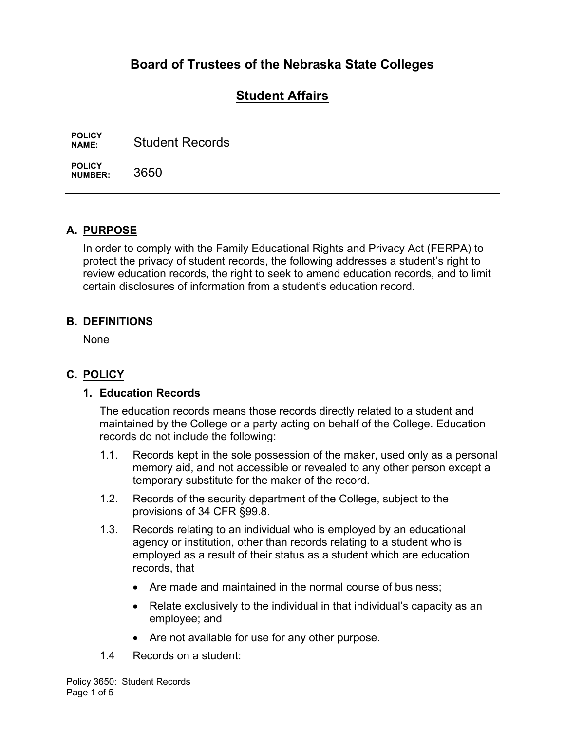# Board of Trustees of the Nebraska State Colleges

## Student Affairs

**POLICY NAME:** Student Records

**POLICY NUMBER:** 3650

---

## A. PURPOSE

In order to comply with the Family Educational Rights and Privacy Act (FERPA) to protect the privacy of student records, the following addresses a student's right to review education records, the right to seek to amend education records, and to limit certain disclosures of information from a student's education record.

## B. DEFINITIONS

None

## C. POLICY

### 1. Education Records

The education records means those records directly related to a student and maintained by the College or a party acting on behalf of the College. Education records do not include the following:

1.1. Records kept in the sole possession of the maker, used only as a personal memory aid, and not accessible or revealed to any other person except a temporary substitute for the maker of the record.

1.2. Records of the security department of the College, subject to the provisions of 34 CFR §99.8.

1.3. Records relating to an individual who is employed by an educational agency or institution, other than records relating to a student who is employed as a result of their status as a student which are education records, that

- Are made and maintained in the normal course of business;
- Relate exclusively to the individual in that individual's capacity as an employee; and
- Are not available for use for any other purpose.

1.4 Records on a student: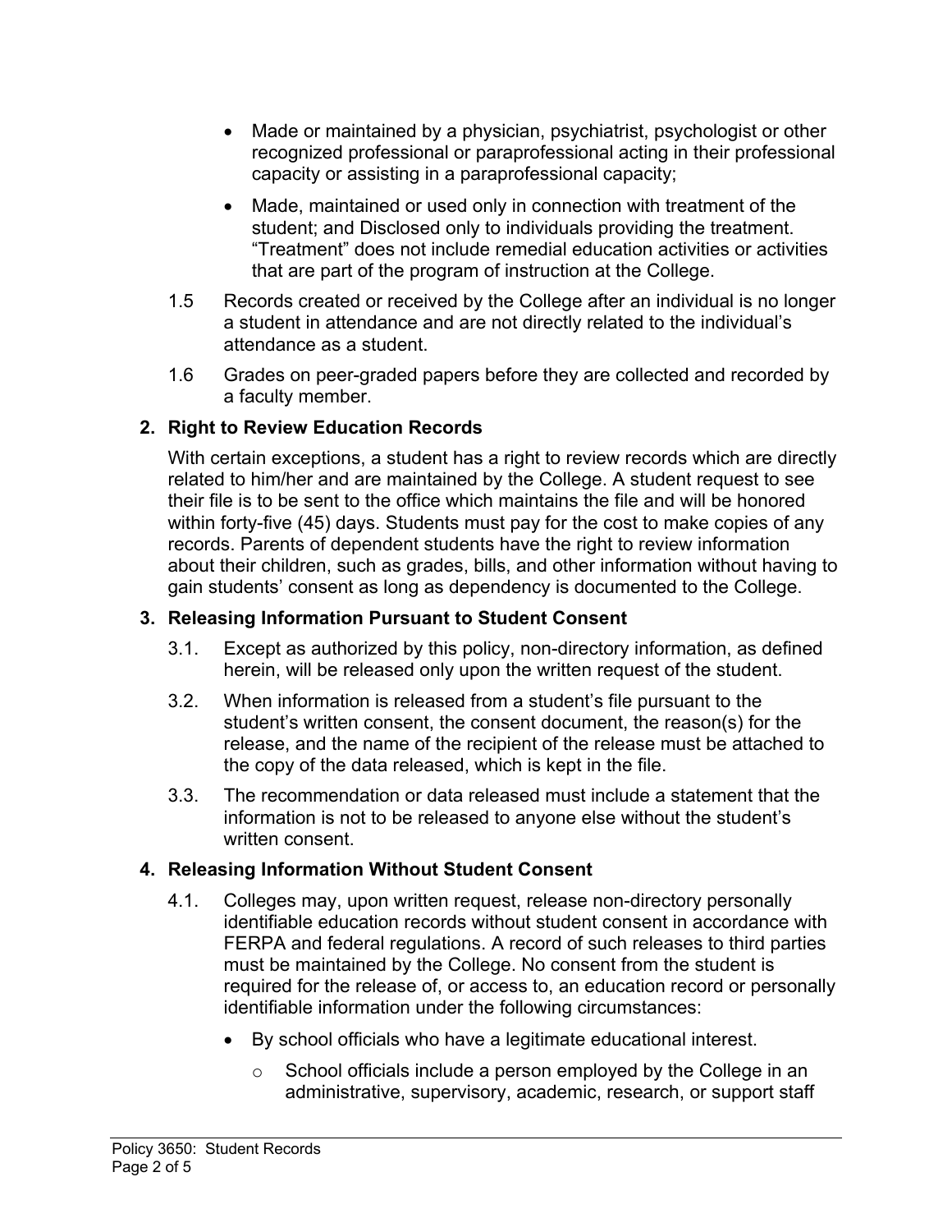- Made or maintained by a physician, psychiatrist, psychologist or other recognized professional or paraprofessional acting in their professional capacity or assisting in a paraprofessional capacity;
- Made, maintained or used only in connection with treatment of the student; and Disclosed only to individuals providing the treatment. "Treatment" does not include remedial education activities or activities that are part of the program of instruction at the College.

1.5 Records created or received by the College after an individual is no longer a student in attendance and are not directly related to the individual's attendance as a student.

1.6 Grades on peer-graded papers before they are collected and recorded by a faculty member.

**2. Right to Review Education Records**

With certain exceptions, a student has a right to review records which are directly related to him/her and are maintained by the College. A student request to see their file is to be sent to the office which maintains the file and will be honored within forty-five (45) days. Students must pay for the cost to make copies of any records. Parents of dependent students have the right to review information about their children, such as grades, bills, and other information without having to gain students' consent as long as dependency is documented to the College.

**3. Releasing Information Pursuant to Student Consent**

3.1. Except as authorized by this policy, non-directory information, as defined herein, will be released only upon the written request of the student.

3.2. When information is released from a student's file pursuant to the student's written consent, the consent document, the reason(s) for the release, and the name of the recipient of the release must be attached to the copy of the data released, which is kept in the file.

3.3. The recommendation or data released must include a statement that the information is not to be released to anyone else without the student's written consent.

**4. Releasing Information Without Student Consent**

4.1. Colleges may, upon written request, release non-directory personally identifiable education records without student consent in accordance with FERPA and federal regulations. A record of such releases to third parties must be maintained by the College. No consent from the student is required for the release of, or access to, an education record or personally identifiable information under the following circumstances:

- By school officials who have a legitimate educational interest.
  - School officials include a person employed by the College in an administrative, supervisory, academic, research, or support staff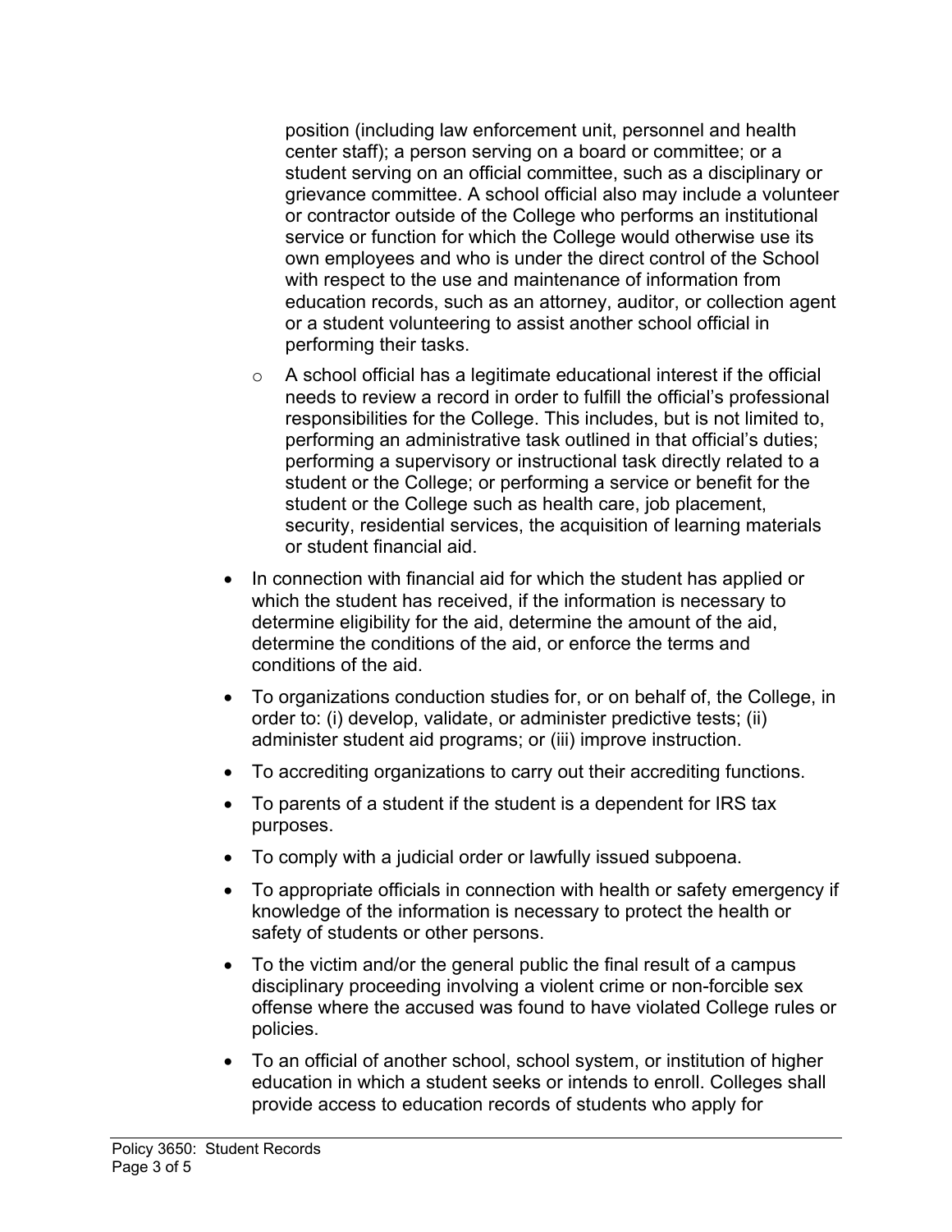position (including law enforcement unit, personnel and health center staff); a person serving on a board or committee; or a student serving on an official committee, such as a disciplinary or grievance committee. A school official also may include a volunteer or contractor outside of the College who performs an institutional service or function for which the College would otherwise use its own employees and who is under the direct control of the School with respect to the use and maintenance of information from education records, such as an attorney, auditor, or collection agent or a student volunteering to assist another school official in performing their tasks.

  - A school official has a legitimate educational interest if the official needs to review a record in order to fulfill the official's professional responsibilities for the College. This includes, but is not limited to, performing an administrative task outlined in that official's duties; performing a supervisory or instructional task directly related to a student or the College; or performing a service or benefit for the student or the College such as health care, job placement, security, residential services, the acquisition of learning materials or student financial aid.

- In connection with financial aid for which the student has applied or which the student has received, if the information is necessary to determine eligibility for the aid, determine the amount of the aid, determine the conditions of the aid, or enforce the terms and conditions of the aid.
- To organizations conduction studies for, or on behalf of, the College, in order to: (i) develop, validate, or administer predictive tests; (ii) administer student aid programs; or (iii) improve instruction.
- To accrediting organizations to carry out their accrediting functions.
- To parents of a student if the student is a dependent for IRS tax purposes.
- To comply with a judicial order or lawfully issued subpoena.
- To appropriate officials in connection with health or safety emergency if knowledge of the information is necessary to protect the health or safety of students or other persons.
- To the victim and/or the general public the final result of a campus disciplinary proceeding involving a violent crime or non-forcible sex offense where the accused was found to have violated College rules or policies.
- To an official of another school, school system, or institution of higher education in which a student seeks or intends to enroll. Colleges shall provide access to education records of students who apply for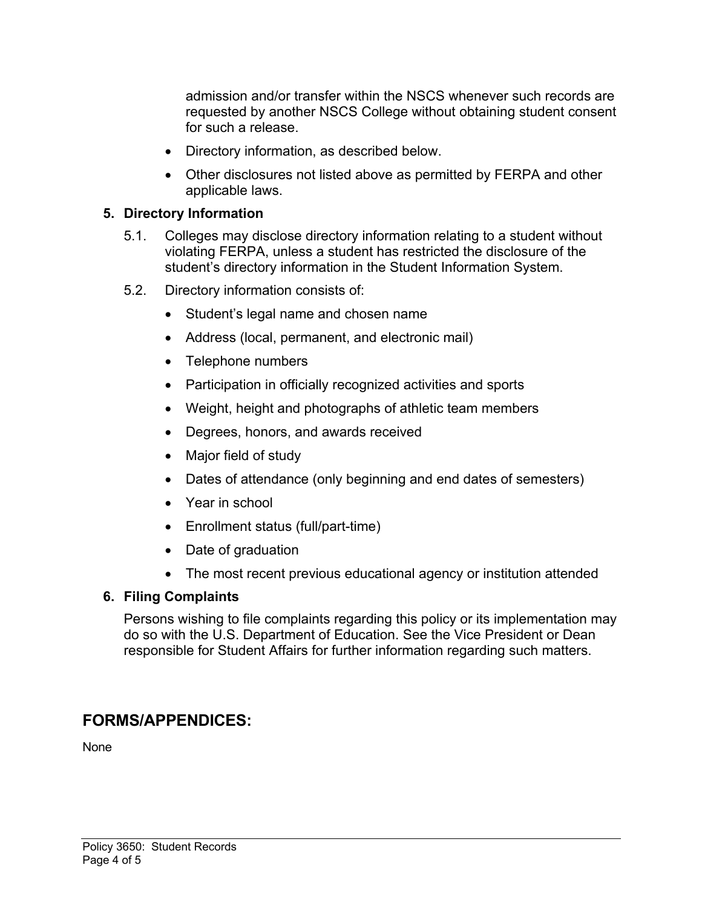admission and/or transfer within the NSCS whenever such records are requested by another NSCS College without obtaining student consent for such a release.

- Directory information, as described below.
- Other disclosures not listed above as permitted by FERPA and other applicable laws.

**5. Directory Information**

5.1. Colleges may disclose directory information relating to a student without violating FERPA, unless a student has restricted the disclosure of the student's directory information in the Student Information System.

5.2. Directory information consists of:

- Student's legal name and chosen name
- Address (local, permanent, and electronic mail)
- Telephone numbers
- Participation in officially recognized activities and sports
- Weight, height and photographs of athletic team members
- Degrees, honors, and awards received
- Major field of study
- Dates of attendance (only beginning and end dates of semesters)
- Year in school
- Enrollment status (full/part-time)
- Date of graduation
- The most recent previous educational agency or institution attended

**6. Filing Complaints**

Persons wishing to file complaints regarding this policy or its implementation may do so with the U.S. Department of Education. See the Vice President or Dean responsible for Student Affairs for further information regarding such matters.

## FORMS/APPENDICES:

None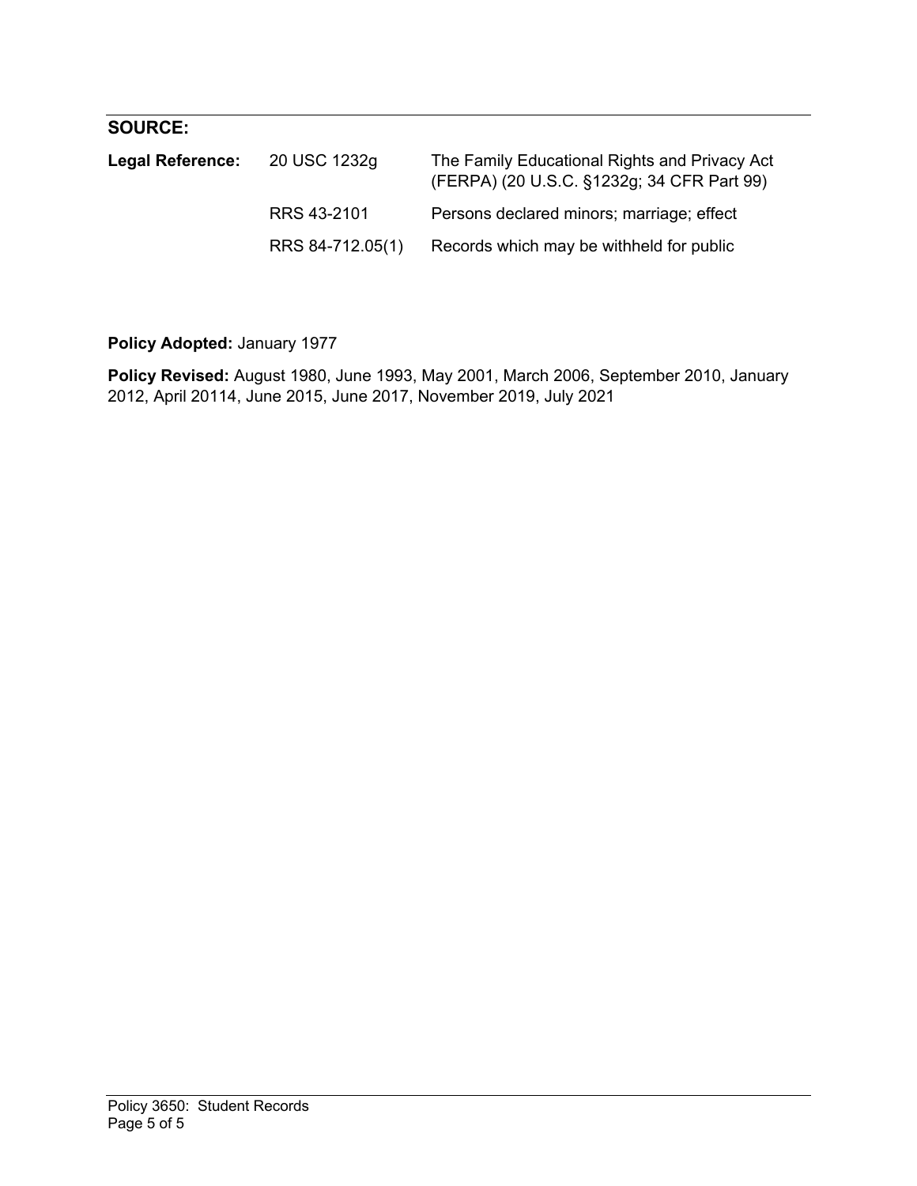## SOURCE:

| | | |
|---|---|---|
| **Legal Reference:** | 20 USC 1232g | The Family Educational Rights and Privacy Act (FERPA) (20 U.S.C. §1232g; 34 CFR Part 99) |
| | RRS 43-2101 | Persons declared minors; marriage; effect |
| | RRS 84-712.05(1) | Records which may be withheld for public |

**Policy Adopted:** January 1977

**Policy Revised:** August 1980, June 1993, May 2001, March 2006, September 2010, January 2012, April 20114, June 2015, June 2017, November 2019, July 2021